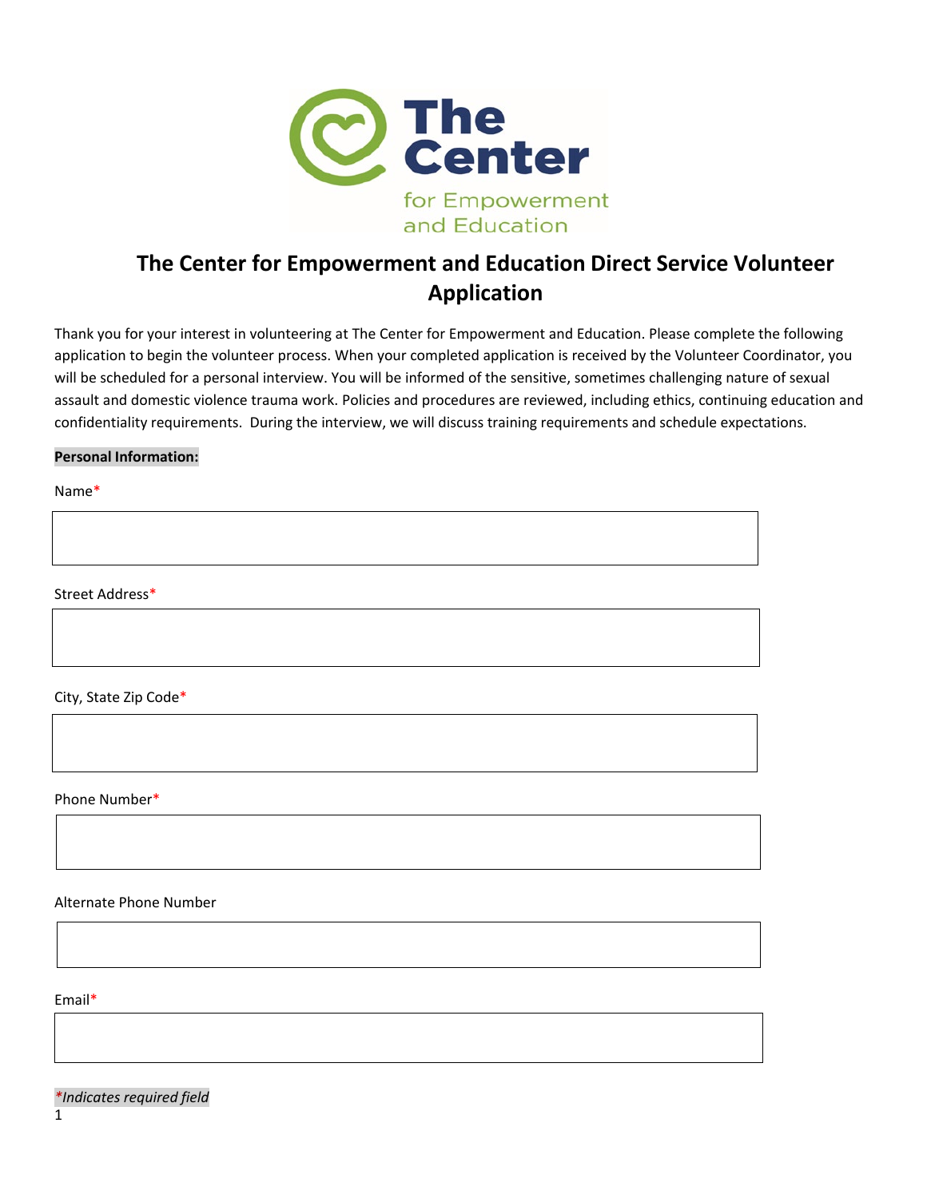The Center for Empowerment and Education

# The Center for Empowerment and Education Direct Service Volunteer Application

Thank you for your interest in volunteering at The Center for Empowerment and Education. Please complete the following application to begin the volunteer process. When your completed application is received by the Volunteer Coordinator, you will be scheduled for a personal interview. You will be informed of the sensitive, sometimes challenging nature of sexual assault and domestic violence trauma work. Policies and procedures are reviewed, including ethics, continuing education and confidentiality requirements. During the interview, we will discuss training requirements and schedule expectations.

**Personal Information:**

Name*

Street Address*

City, State Zip Code*

Phone Number*

Alternate Phone Number

Email*

*\*Indicates required field*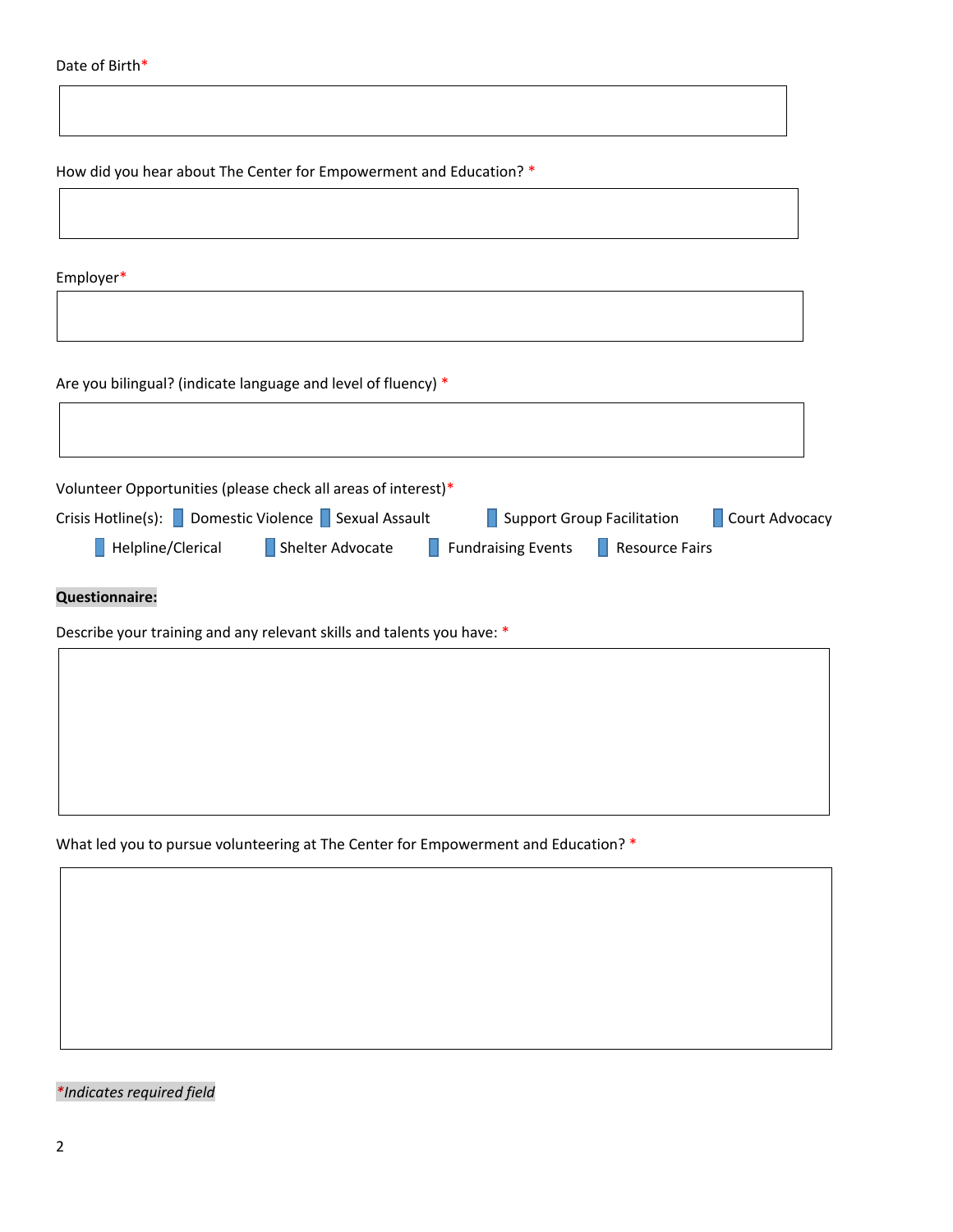Date of Birth*

How did you hear about The Center for Empowerment and Education? *

Employer*

Are you bilingual? (indicate language and level of fluency) *

Volunteer Opportunities (please check all areas of interest)*

Crisis Hotline(s): ☐ Domestic Violence ☐ Sexual Assault ☐ Support Group Facilitation ☐ Court Advocacy ☐ Helpline/Clerical ☐ Shelter Advocate ☐ Fundraising Events ☐ Resource Fairs

**Questionnaire:**

Describe your training and any relevant skills and talents you have: *

What led you to pursue volunteering at The Center for Empowerment and Education? *

*\*Indicates required field*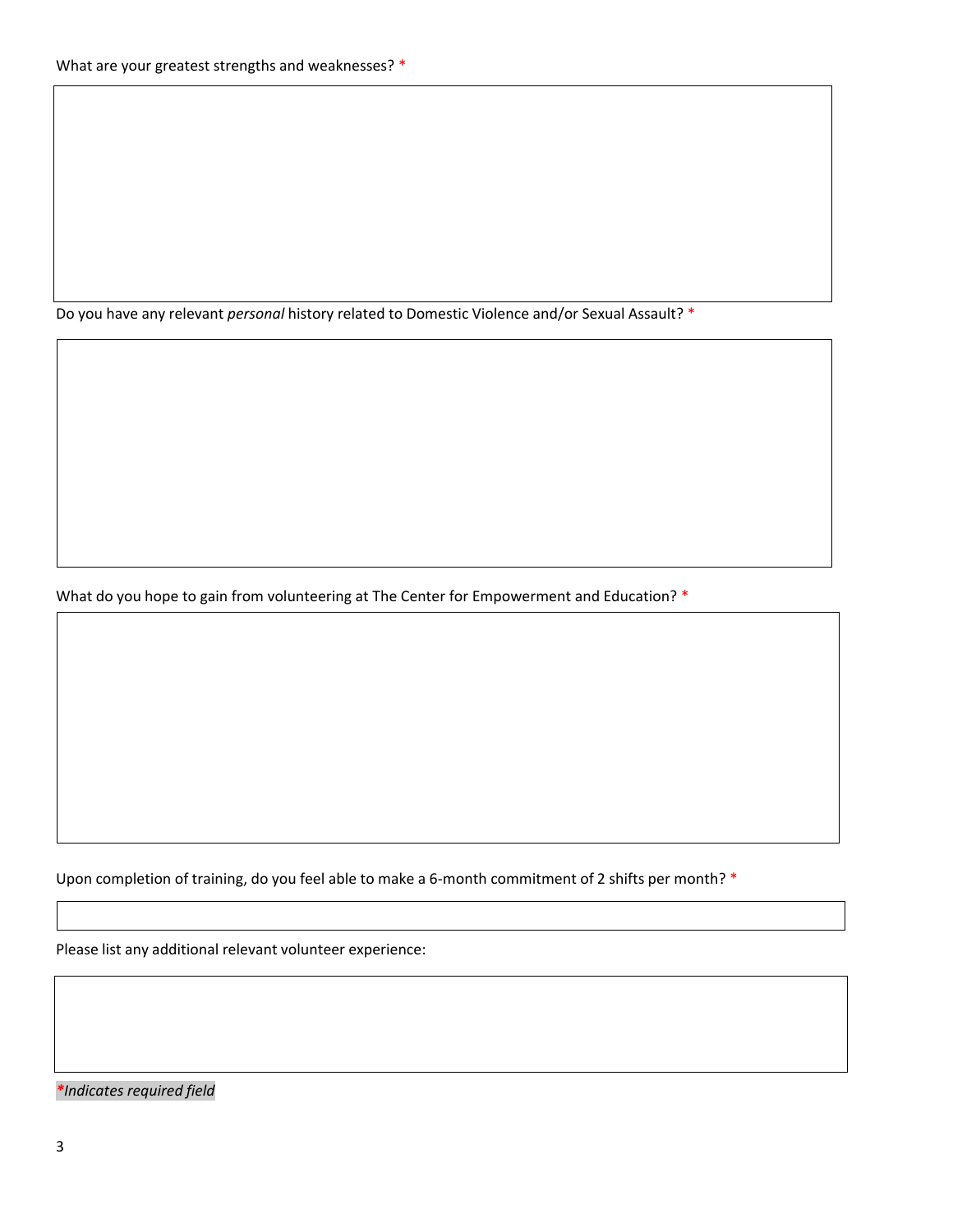What are your greatest strengths and weaknesses? *

Do you have any relevant *personal* history related to Domestic Violence and/or Sexual Assault? *

What do you hope to gain from volunteering at The Center for Empowerment and Education? *

Upon completion of training, do you feel able to make a 6-month commitment of 2 shifts per month? *

Please list any additional relevant volunteer experience:

****Indicates required field***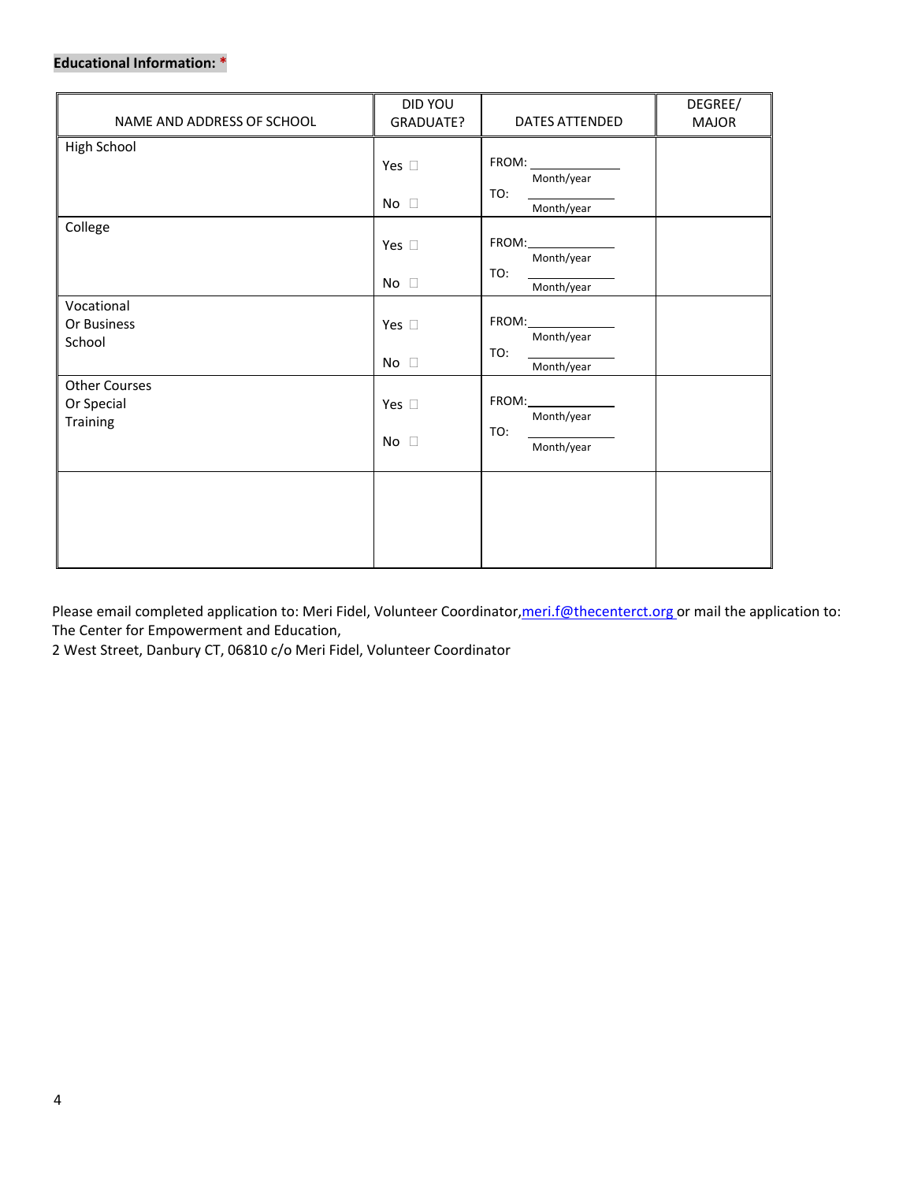**Educational Information:** *

| NAME AND ADDRESS OF SCHOOL | DID YOU GRADUATE? | DATES ATTENDED | DEGREE/ MAJOR |
|---|---|---|---|
| High School | Yes ☐<br>No ☐ | FROM: ___________ Month/year<br>TO: ___________ Month/year | |
| College | Yes ☐<br>No ☐ | FROM: ___________ Month/year<br>TO: ___________ Month/year | |
| Vocational Or Business School | Yes ☐<br>No ☐ | FROM: ___________ Month/year<br>TO: ___________ Month/year | |
| Other Courses Or Special Training | Yes ☐<br>No ☐ | FROM: ___________ Month/year<br>TO: ___________ Month/year | |
| | | | |

Please email completed application to: Meri Fidel, Volunteer Coordinator, meri.f@thecenterct.org or mail the application to: The Center for Empowerment and Education,
2 West Street, Danbury CT, 06810 c/o Meri Fidel, Volunteer Coordinator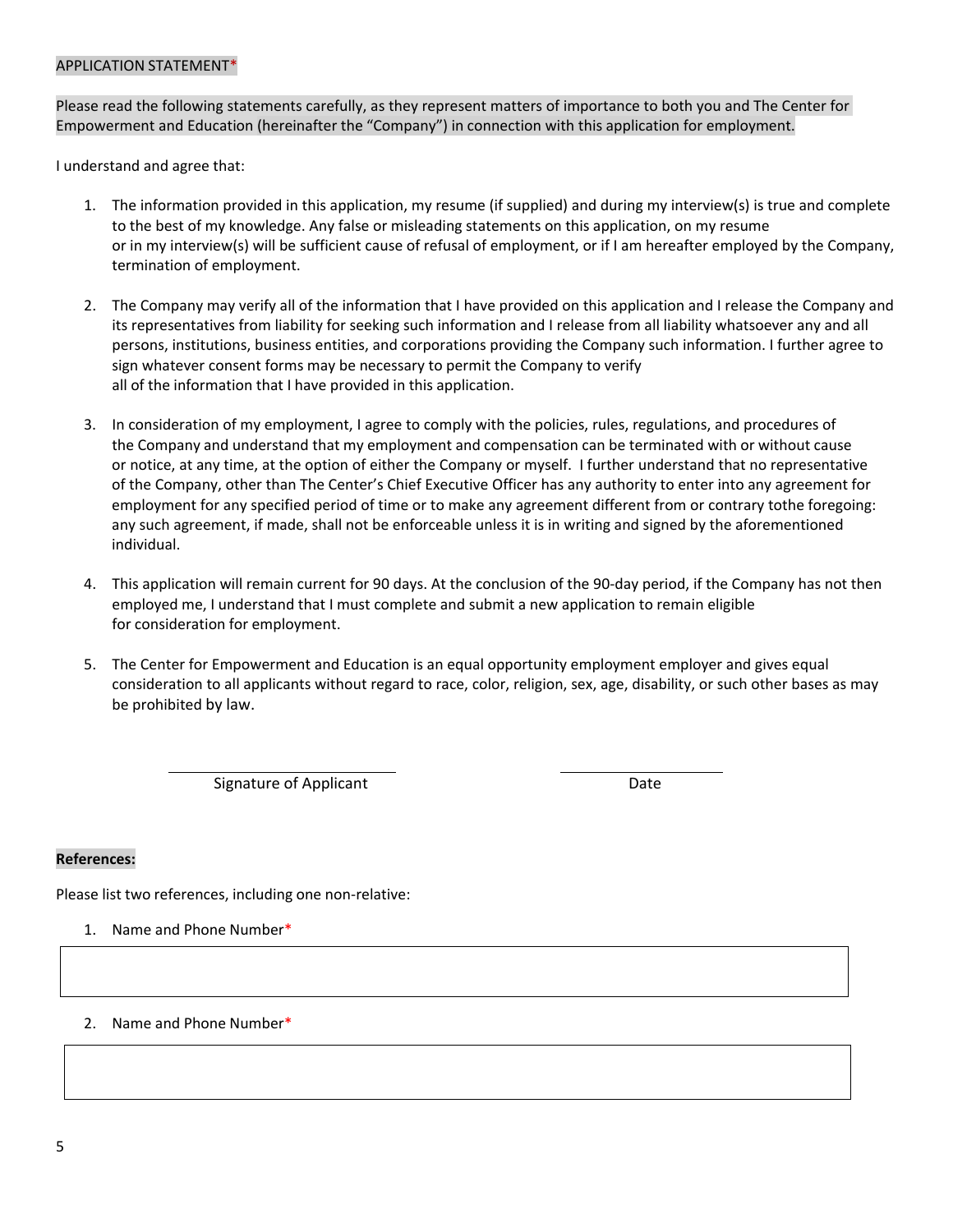APPLICATION STATEMENT*

Please read the following statements carefully, as they represent matters of importance to both you and The Center for Empowerment and Education (hereinafter the "Company") in connection with this application for employment.

I understand and agree that:

1. The information provided in this application, my resume (if supplied) and during my interview(s) is true and complete to the best of my knowledge. Any false or misleading statements on this application, on my resume or in my interview(s) will be sufficient cause of refusal of employment, or if I am hereafter employed by the Company, termination of employment.

2. The Company may verify all of the information that I have provided on this application and I release the Company and its representatives from liability for seeking such information and I release from all liability whatsoever any and all persons, institutions, business entities, and corporations providing the Company such information. I further agree to sign whatever consent forms may be necessary to permit the Company to verify all of the information that I have provided in this application.

3. In consideration of my employment, I agree to comply with the policies, rules, regulations, and procedures of the Company and understand that my employment and compensation can be terminated with or without cause or notice, at any time, at the option of either the Company or myself. I further understand that no representative of the Company, other than The Center's Chief Executive Officer has any authority to enter into any agreement for employment for any specified period of time or to make any agreement different from or contrary tothe foregoing: any such agreement, if made, shall not be enforceable unless it is in writing and signed by the aforementioned individual.

4. This application will remain current for 90 days. At the conclusion of the 90-day period, if the Company has not then employed me, I understand that I must complete and submit a new application to remain eligible for consideration for employment.

5. The Center for Empowerment and Education is an equal opportunity employment employer and gives equal consideration to all applicants without regard to race, color, religion, sex, age, disability, or such other bases as may be prohibited by law.

Signature of Applicant ____________________ Date ____________________

**References:**

Please list two references, including one non-relative:

1. Name and Phone Number*

2. Name and Phone Number*